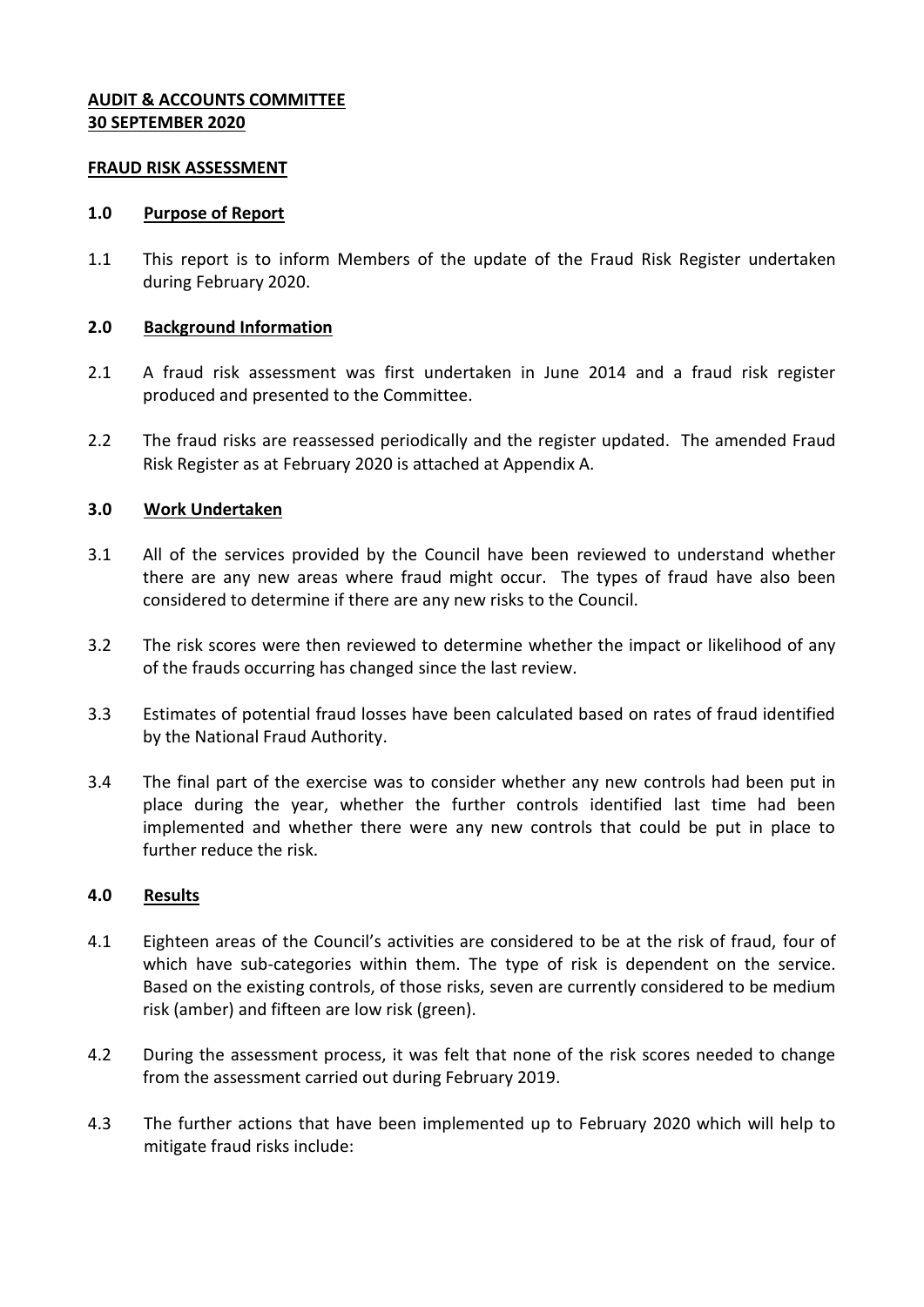**AUDIT & ACCOUNTS COMMITTEE**
**30 SEPTEMBER 2020**

**FRAUD RISK ASSESSMENT**

## 1.0 Purpose of Report

1.1 This report is to inform Members of the update of the Fraud Risk Register undertaken during February 2020.

## 2.0 Background Information

2.1 A fraud risk assessment was first undertaken in June 2014 and a fraud risk register produced and presented to the Committee.

2.2 The fraud risks are reassessed periodically and the register updated. The amended Fraud Risk Register as at February 2020 is attached at Appendix A.

## 3.0 Work Undertaken

3.1 All of the services provided by the Council have been reviewed to understand whether there are any new areas where fraud might occur. The types of fraud have also been considered to determine if there are any new risks to the Council.

3.2 The risk scores were then reviewed to determine whether the impact or likelihood of any of the frauds occurring has changed since the last review.

3.3 Estimates of potential fraud losses have been calculated based on rates of fraud identified by the National Fraud Authority.

3.4 The final part of the exercise was to consider whether any new controls had been put in place during the year, whether the further controls identified last time had been implemented and whether there were any new controls that could be put in place to further reduce the risk.

## 4.0 Results

4.1 Eighteen areas of the Council's activities are considered to be at the risk of fraud, four of which have sub-categories within them. The type of risk is dependent on the service. Based on the existing controls, of those risks, seven are currently considered to be medium risk (amber) and fifteen are low risk (green).

4.2 During the assessment process, it was felt that none of the risk scores needed to change from the assessment carried out during February 2019.

4.3 The further actions that have been implemented up to February 2020 which will help to mitigate fraud risks include: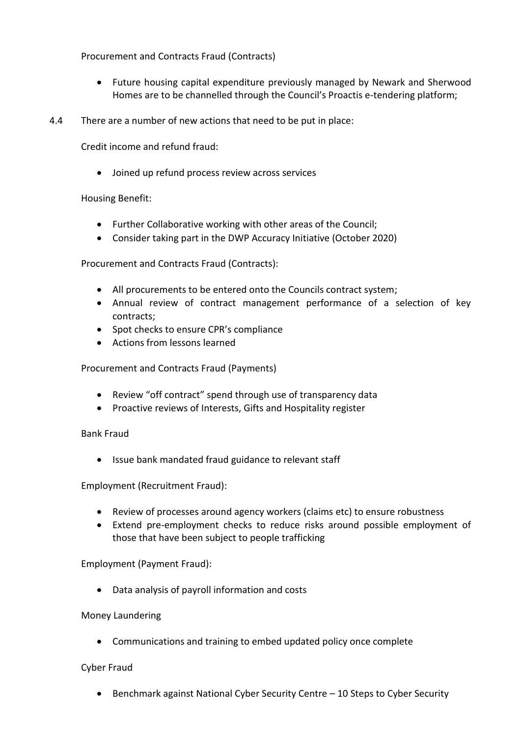Procurement and Contracts Fraud (Contracts)

- Future housing capital expenditure previously managed by Newark and Sherwood Homes are to be channelled through the Council's Proactis e-tendering platform;

4.4 There are a number of new actions that need to be put in place:

Credit income and refund fraud:

- Joined up refund process review across services

Housing Benefit:

- Further Collaborative working with other areas of the Council;
- Consider taking part in the DWP Accuracy Initiative (October 2020)

Procurement and Contracts Fraud (Contracts):

- All procurements to be entered onto the Councils contract system;
- Annual review of contract management performance of a selection of key contracts;
- Spot checks to ensure CPR's compliance
- Actions from lessons learned

Procurement and Contracts Fraud (Payments)

- Review "off contract" spend through use of transparency data
- Proactive reviews of Interests, Gifts and Hospitality register

Bank Fraud

- Issue bank mandated fraud guidance to relevant staff

Employment (Recruitment Fraud):

- Review of processes around agency workers (claims etc) to ensure robustness
- Extend pre-employment checks to reduce risks around possible employment of those that have been subject to people trafficking

Employment (Payment Fraud):

- Data analysis of payroll information and costs

Money Laundering

- Communications and training to embed updated policy once complete

Cyber Fraud

- Benchmark against National Cyber Security Centre – 10 Steps to Cyber Security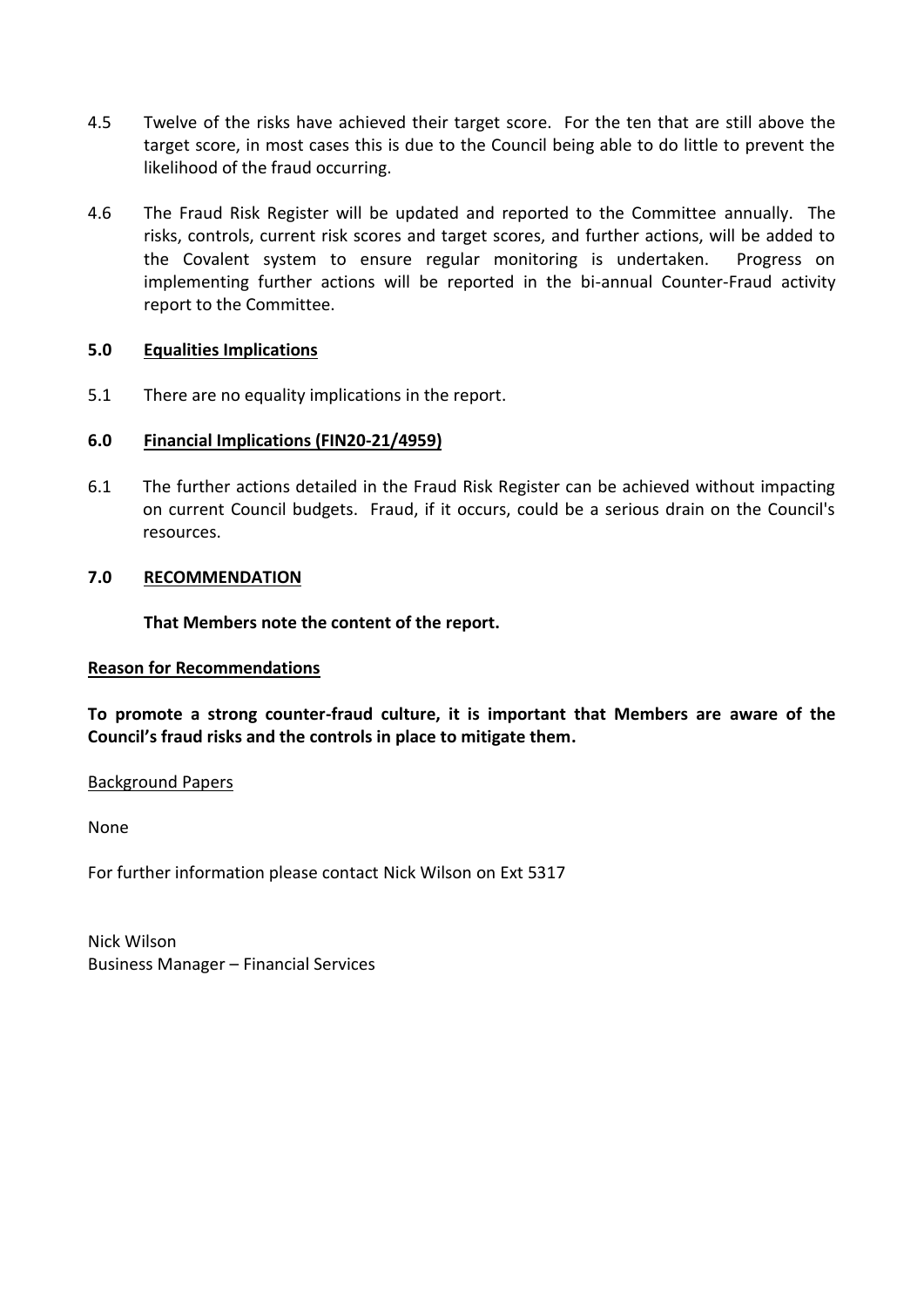4.5 Twelve of the risks have achieved their target score. For the ten that are still above the target score, in most cases this is due to the Council being able to do little to prevent the likelihood of the fraud occurring.

4.6 The Fraud Risk Register will be updated and reported to the Committee annually. The risks, controls, current risk scores and target scores, and further actions, will be added to the Covalent system to ensure regular monitoring is undertaken. Progress on implementing further actions will be reported in the bi-annual Counter-Fraud activity report to the Committee.

## 5.0 Equalities Implications

5.1 There are no equality implications in the report.

## 6.0 Financial Implications (FIN20-21/4959)

6.1 The further actions detailed in the Fraud Risk Register can be achieved without impacting on current Council budgets. Fraud, if it occurs, could be a serious drain on the Council's resources.

## 7.0 RECOMMENDATION

**That Members note the content of the report.**

**Reason for Recommendations**

**To promote a strong counter-fraud culture, it is important that Members are aware of the Council's fraud risks and the controls in place to mitigate them.**

Background Papers

None

For further information please contact Nick Wilson on Ext 5317

Nick Wilson
Business Manager – Financial Services